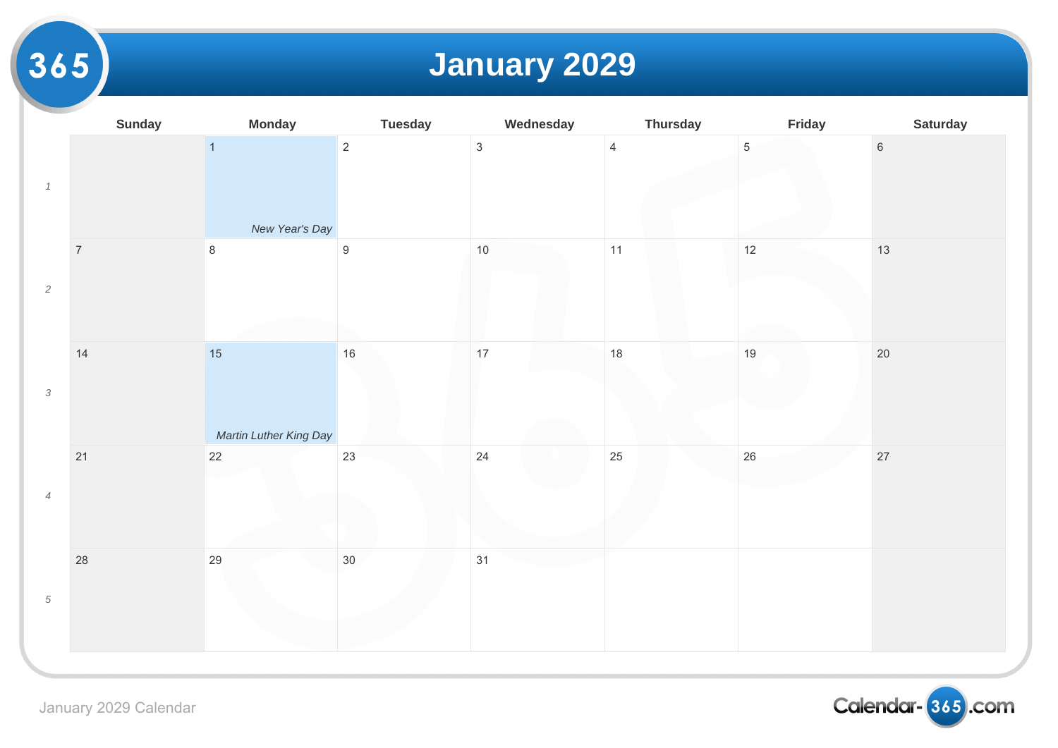# January 2029

| | Sunday | Monday | Tuesday | Wednesday | Thursday | Friday | Saturday |
|---|---|---|---|---|---|---|---|
| 1 | | 1 *New Year's Day* | 2 | 3 | 4 | 5 | 6 |
| 2 | 7 | 8 | 9 | 10 | 11 | 12 | 13 |
| 3 | 14 | 15 *Martin Luther King Day* | 16 | 17 | 18 | 19 | 20 |
| 4 | 21 | 22 | 23 | 24 | 25 | 26 | 27 |
| 5 | 28 | 29 | 30 | 31 | | | |

January 2029 Calendar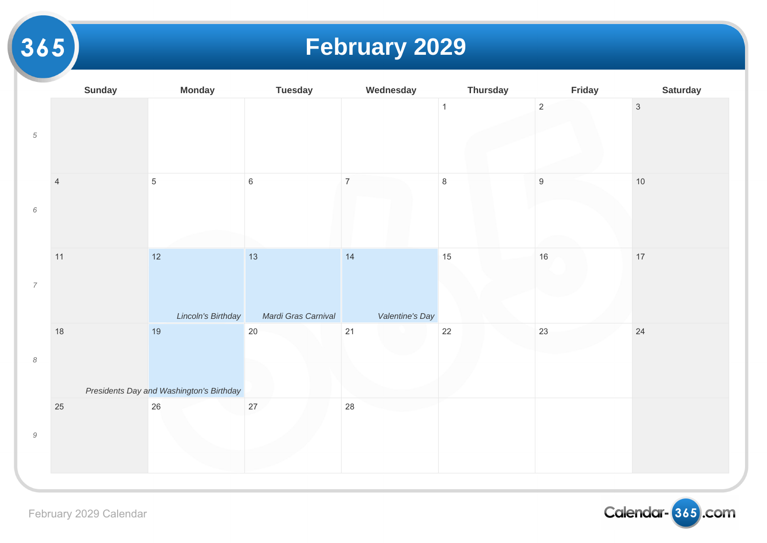# February 2029

| | Sunday | Monday | Tuesday | Wednesday | Thursday | Friday | Saturday |
|---|---|---|---|---|---|---|---|
| 5 | | | | | 1 | 2 | 3 |
| 6 | 4 | 5 | 6 | 7 | 8 | 9 | 10 |
| 7 | 11 | 12 *Lincoln's Birthday* | 13 *Mardi Gras Carnival* | 14 *Valentine's Day* | 15 | 16 | 17 |
| 8 | 18 | 19 *Presidents Day and Washington's Birthday* | 20 | 21 | 22 | 23 | 24 |
| 9 | 25 | 26 | 27 | 28 | | | |

February 2029 Calendar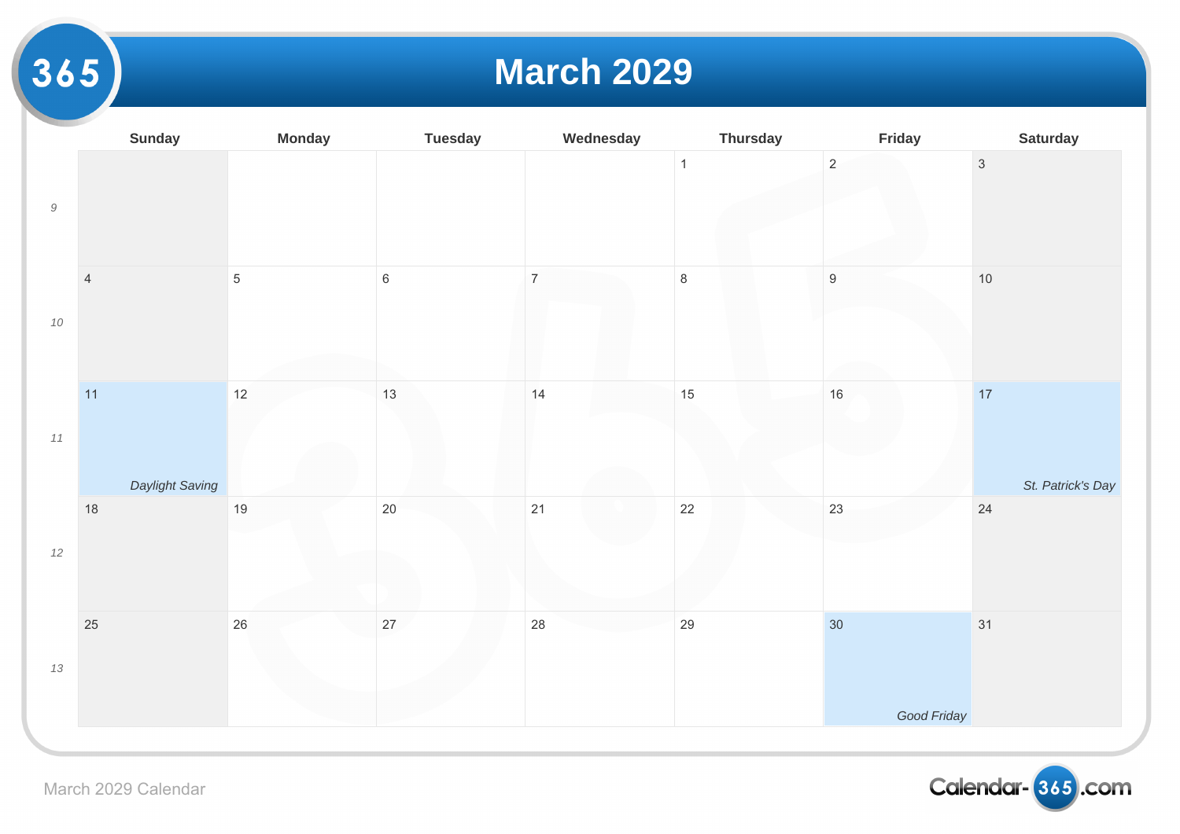# March 2029

| | Sunday | Monday | Tuesday | Wednesday | Thursday | Friday | Saturday |
|---|---|---|---|---|---|---|---|
| *9* | | | | | 1 | 2 | 3 |
| *10* | 4 | 5 | 6 | 7 | 8 | 9 | 10 |
| *11* | 11 *Daylight Saving* | 12 | 13 | 14 | 15 | 16 | 17 *St. Patrick's Day* |
| *12* | 18 | 19 | 20 | 21 | 22 | 23 | 24 |
| *13* | 25 | 26 | 27 | 28 | 29 | 30 *Good Friday* | 31 |

March 2029 Calendar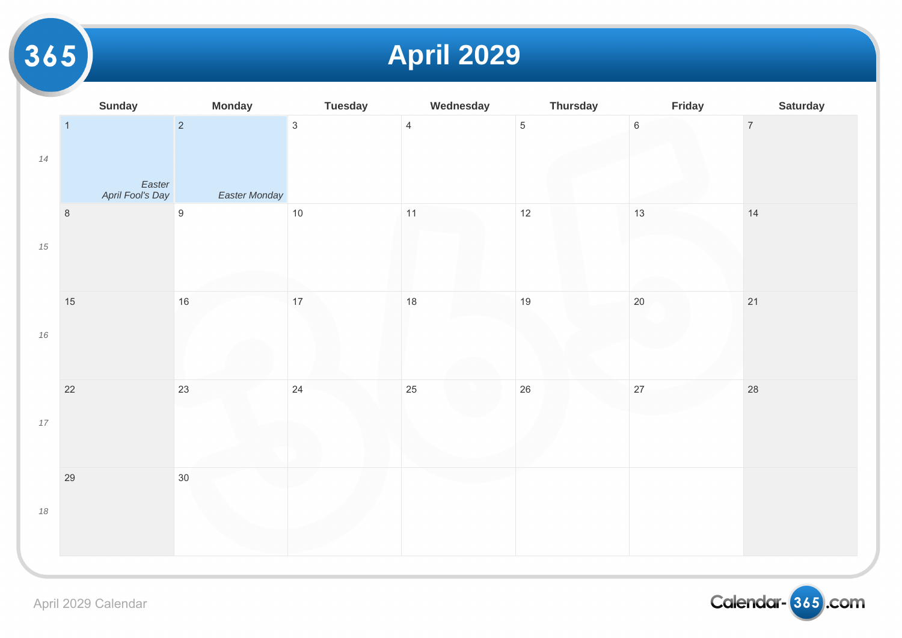# April 2029

| | Sunday | Monday | Tuesday | Wednesday | Thursday | Friday | Saturday |
|---|---|---|---|---|---|---|---|
| 14 | 1 *Easter* *April Fool's Day* | 2 *Easter Monday* | 3 | 4 | 5 | 6 | 7 |
| 15 | 8 | 9 | 10 | 11 | 12 | 13 | 14 |
| 16 | 15 | 16 | 17 | 18 | 19 | 20 | 21 |
| 17 | 22 | 23 | 24 | 25 | 26 | 27 | 28 |
| 18 | 29 | 30 | | | | | |

April 2029 Calendar

Calendar-365.com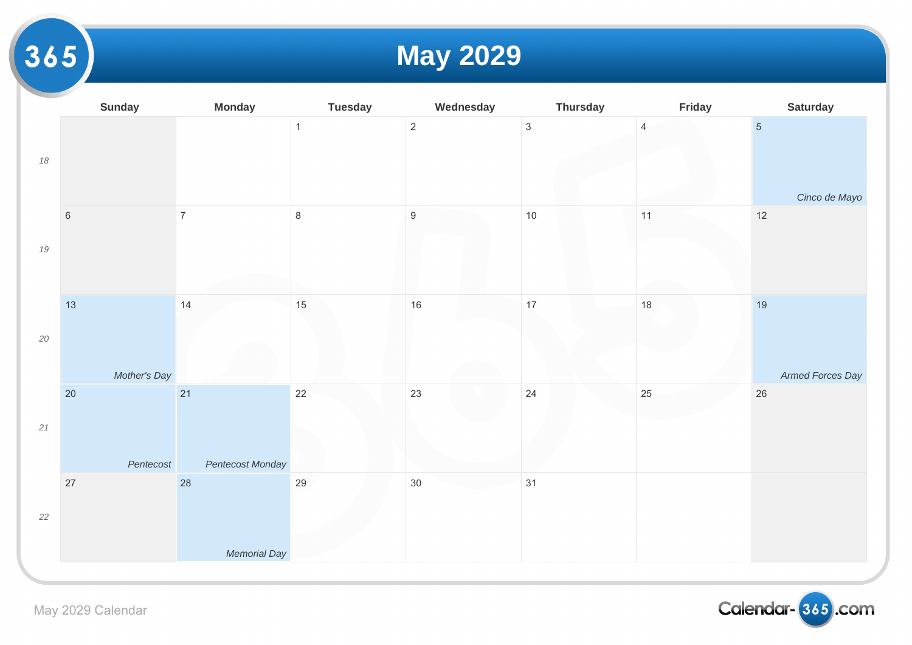# May 2029

| | Sunday | Monday | Tuesday | Wednesday | Thursday | Friday | Saturday |
|---|---|---|---|---|---|---|---|
| 18 | | | 1 | 2 | 3 | 4 | 5 *Cinco de Mayo* |
| 19 | 6 | 7 | 8 | 9 | 10 | 11 | 12 |
| 20 | 13 *Mother's Day* | 14 | 15 | 16 | 17 | 18 | 19 *Armed Forces Day* |
| 21 | 20 *Pentecost* | 21 *Pentecost Monday* | 22 | 23 | 24 | 25 | 26 |
| 22 | 27 | 28 *Memorial Day* | 29 | 30 | 31 | | |

May 2029 Calendar

Calendar-365.com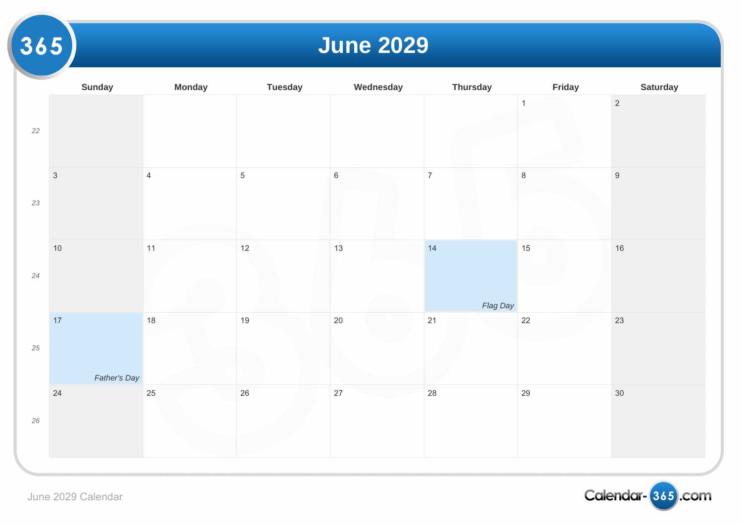# June 2029

| Week | Sunday | Monday | Tuesday | Wednesday | Thursday | Friday | Saturday |
|---|---|---|---|---|---|---|---|
| 22 | | | | | | 1 | 2 |
| 23 | 3 | 4 | 5 | 6 | 7 | 8 | 9 |
| 24 | 10 | 11 | 12 | 13 | 14 *Flag Day* | 15 | 16 |
| 25 | 17 *Father's Day* | 18 | 19 | 20 | 21 | 22 | 23 |
| 26 | 24 | 25 | 26 | 27 | 28 | 29 | 30 |

June 2029 Calendar

Calendar-365.com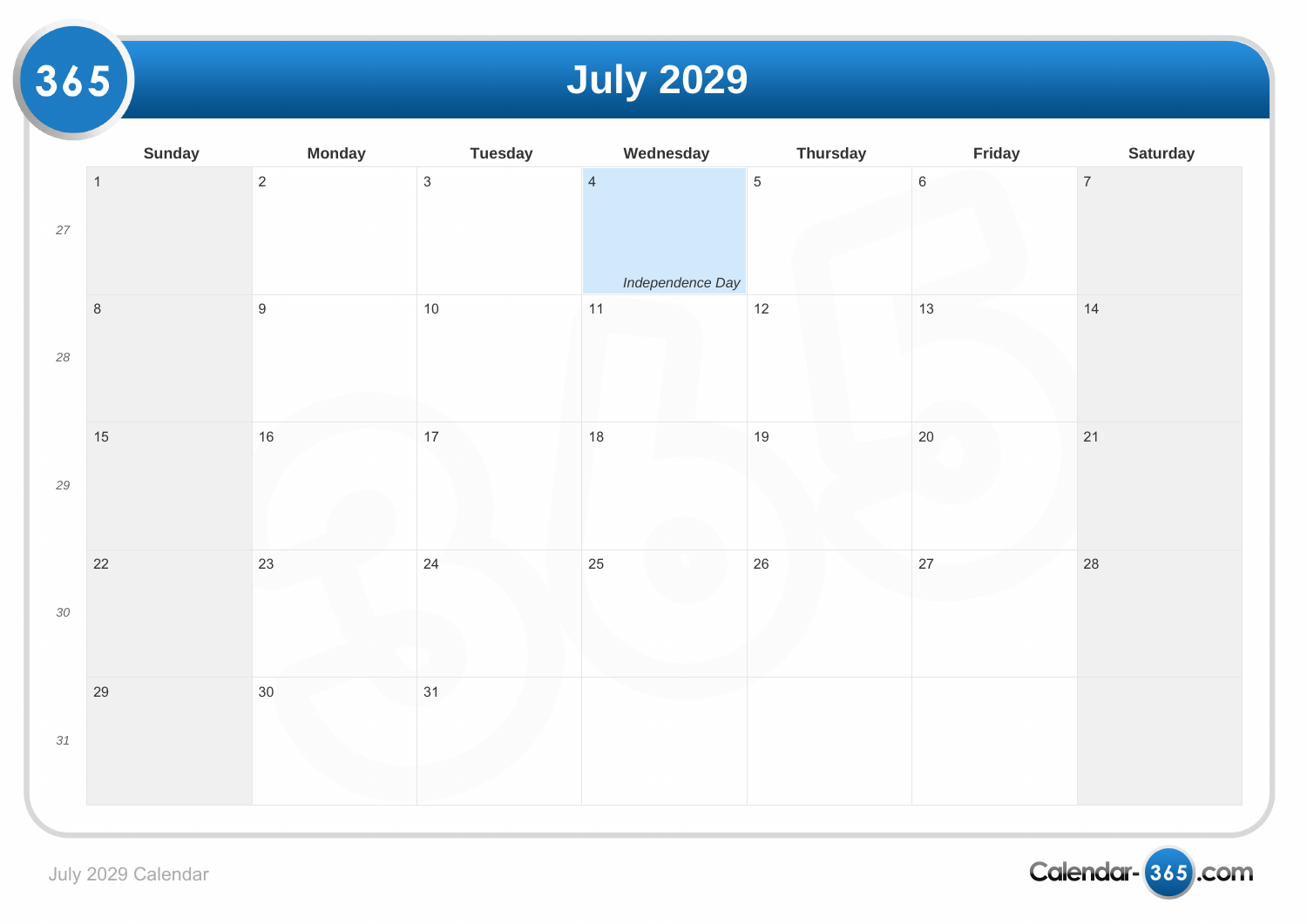# July 2029

| | Sunday | Monday | Tuesday | Wednesday | Thursday | Friday | Saturday |
|---|---|---|---|---|---|---|---|
| 27 | 1 | 2 | 3 | 4 *Independence Day* | 5 | 6 | 7 |
| 28 | 8 | 9 | 10 | 11 | 12 | 13 | 14 |
| 29 | 15 | 16 | 17 | 18 | 19 | 20 | 21 |
| 30 | 22 | 23 | 24 | 25 | 26 | 27 | 28 |
| 31 | 29 | 30 | 31 | | | | |

July 2029 Calendar

Calendar-365.com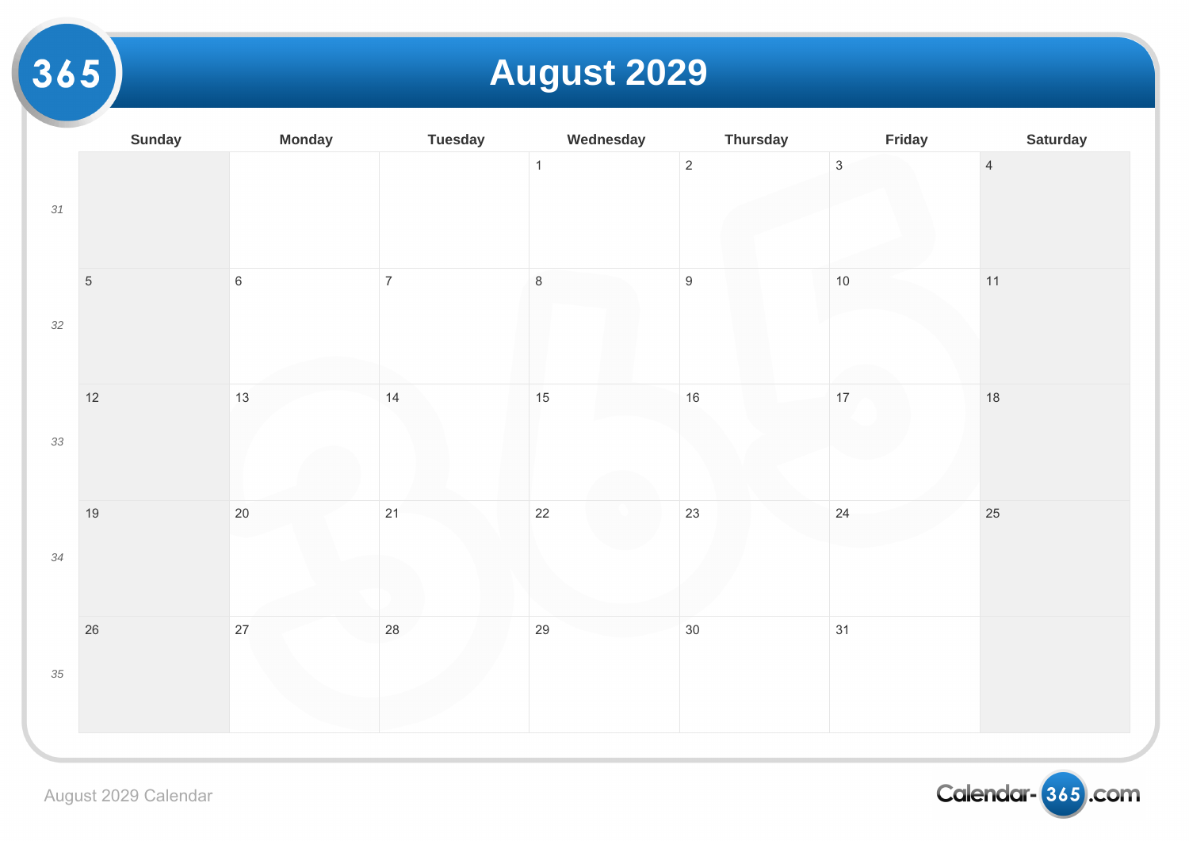# August 2029

| | Sunday | Monday | Tuesday | Wednesday | Thursday | Friday | Saturday |
|---|---|---|---|---|---|---|---|
| 31 | | | | 1 | 2 | 3 | 4 |
| 32 | 5 | 6 | 7 | 8 | 9 | 10 | 11 |
| 33 | 12 | 13 | 14 | 15 | 16 | 17 | 18 |
| 34 | 19 | 20 | 21 | 22 | 23 | 24 | 25 |
| 35 | 26 | 27 | 28 | 29 | 30 | 31 | |

August 2029 Calendar

Calendar-365.com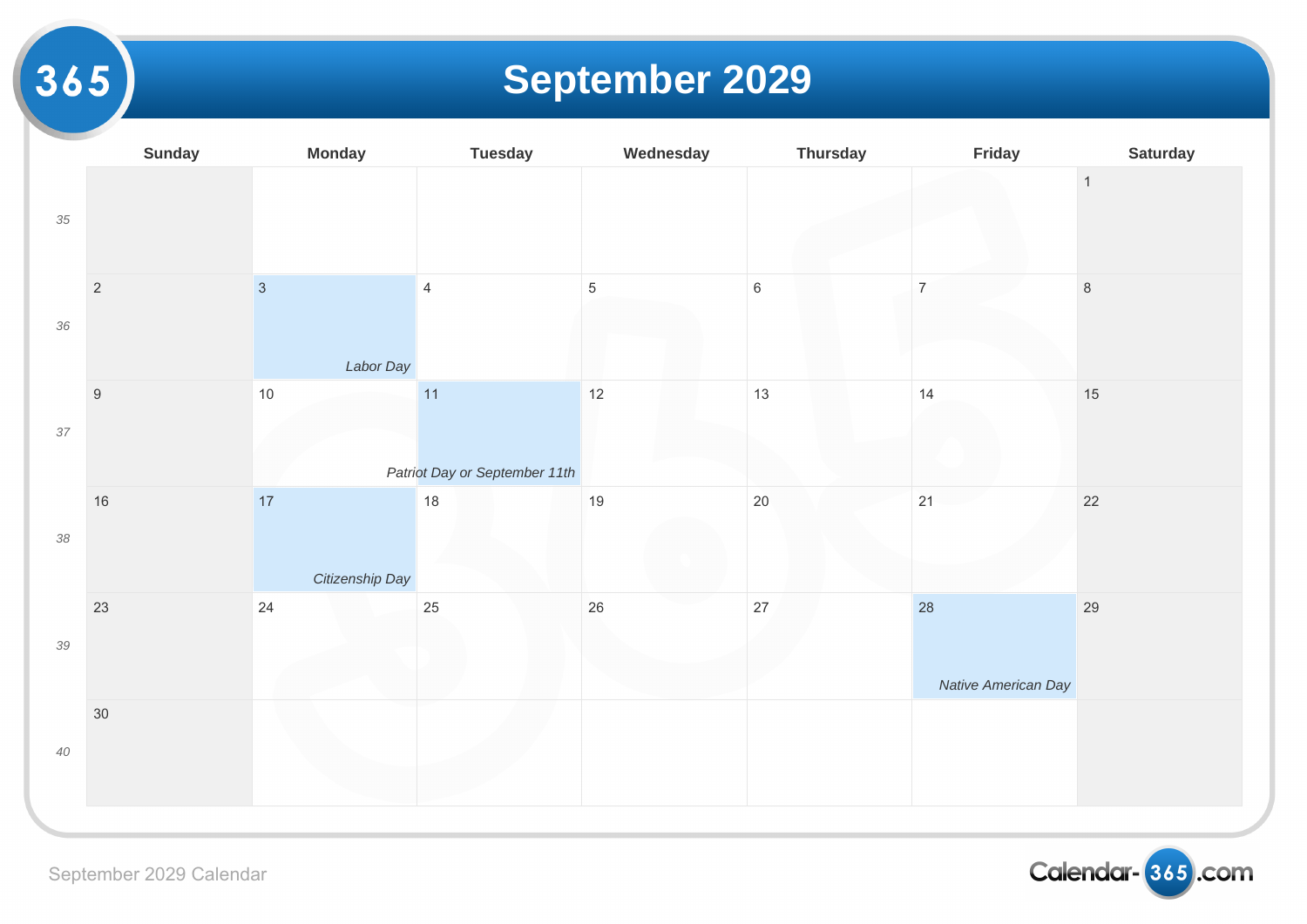# September 2029

| | Sunday | Monday | Tuesday | Wednesday | Thursday | Friday | Saturday |
|---|---|---|---|---|---|---|---|
| 35 | | | | | | | 1 |
| 36 | 2 | 3 *Labor Day* | 4 | 5 | 6 | 7 | 8 |
| 37 | 9 | 10 | 11 *Patriot Day or September 11th* | 12 | 13 | 14 | 15 |
| 38 | 16 | 17 *Citizenship Day* | 18 | 19 | 20 | 21 | 22 |
| 39 | 23 | 24 | 25 | 26 | 27 | 28 *Native American Day* | 29 |
| 40 | 30 | | | | | | |

September 2029 Calendar

Calendar-365.com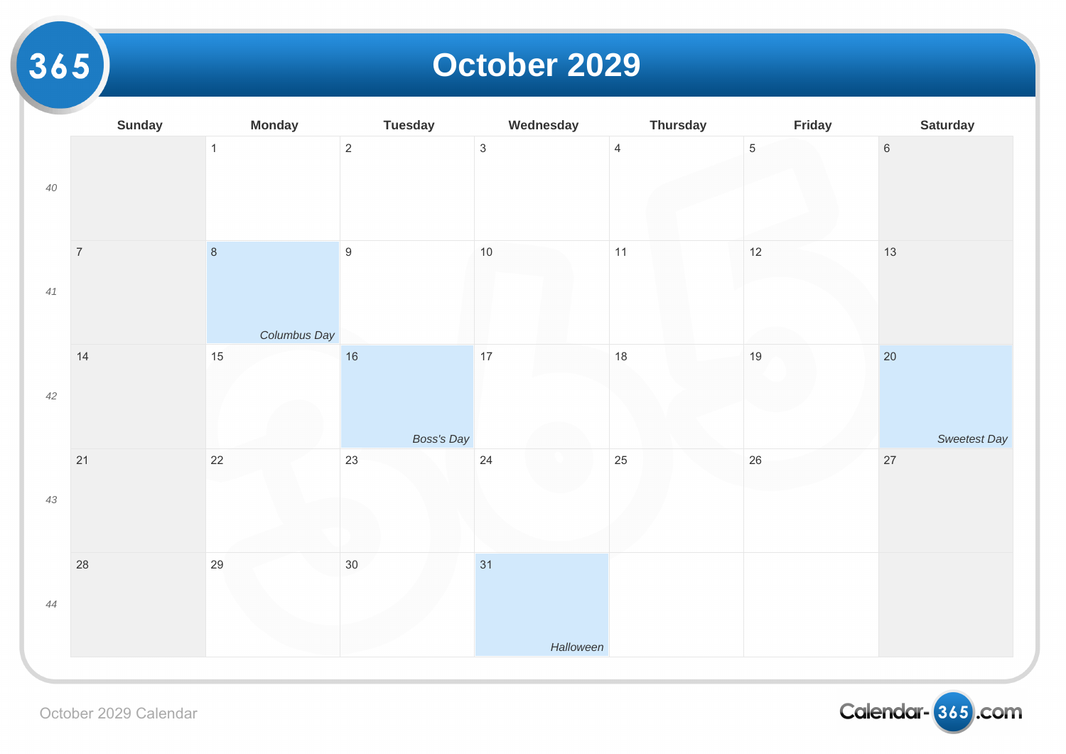# October 2029

| | Sunday | Monday | Tuesday | Wednesday | Thursday | Friday | Saturday |
|---|---|---|---|---|---|---|---|
| *40* | | 1 | 2 | 3 | 4 | 5 | 6 |
| *41* | 7 | 8 *Columbus Day* | 9 | 10 | 11 | 12 | 13 |
| *42* | 14 | 15 | 16 *Boss's Day* | 17 | 18 | 19 | 20 *Sweetest Day* |
| *43* | 21 | 22 | 23 | 24 | 25 | 26 | 27 |
| *44* | 28 | 29 | 30 | 31 *Halloween* | | | |

October 2029 Calendar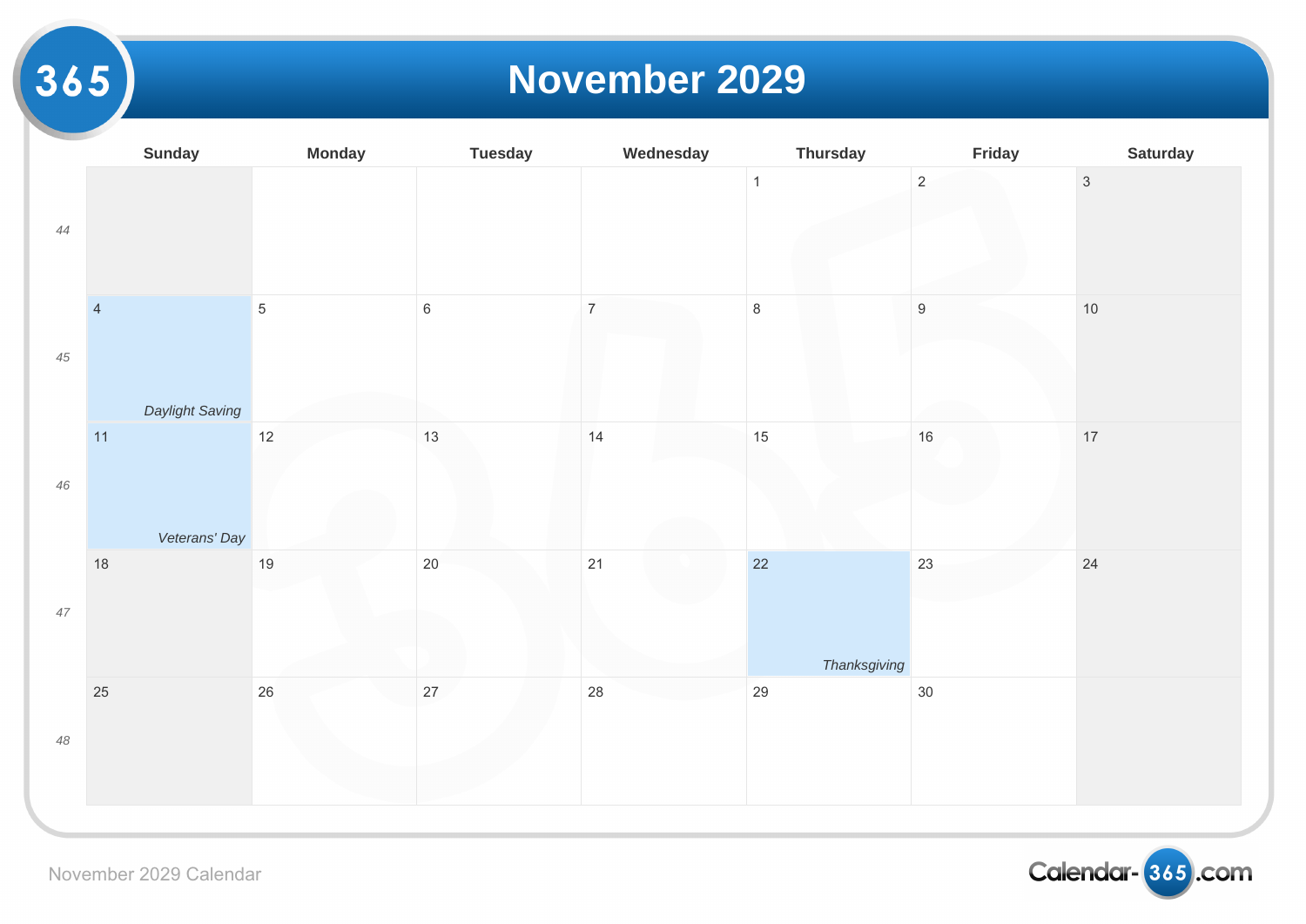# November 2029

| | Sunday | Monday | Tuesday | Wednesday | Thursday | Friday | Saturday |
|---|---|---|---|---|---|---|---|
| 44 | | | | | 1 | 2 | 3 |
| 45 | 4 *Daylight Saving* | 5 | 6 | 7 | 8 | 9 | 10 |
| 46 | 11 *Veterans' Day* | 12 | 13 | 14 | 15 | 16 | 17 |
| 47 | 18 | 19 | 20 | 21 | 22 *Thanksgiving* | 23 | 24 |
| 48 | 25 | 26 | 27 | 28 | 29 | 30 | |

November 2029 Calendar

Calendar-365.com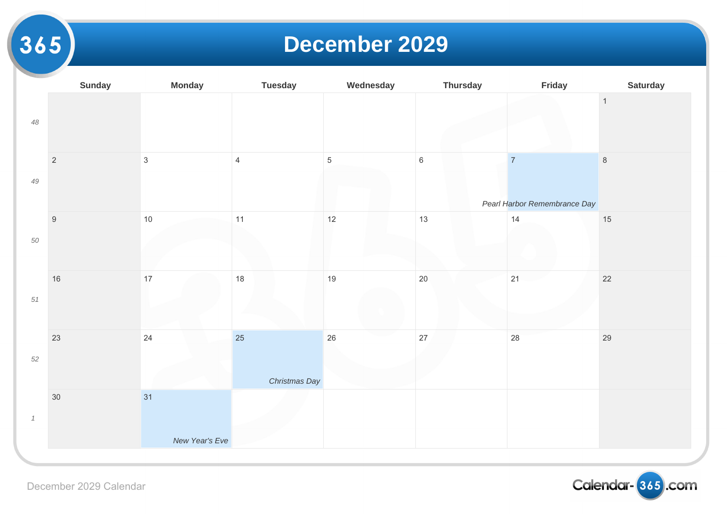# December 2029

| | Sunday | Monday | Tuesday | Wednesday | Thursday | Friday | Saturday |
|---|---|---|---|---|---|---|---|
| 48 | | | | | | | 1 |
| 49 | 2 | 3 | 4 | 5 | 6 | 7 *Pearl Harbor Remembrance Day* | 8 |
| 50 | 9 | 10 | 11 | 12 | 13 | 14 | 15 |
| 51 | 16 | 17 | 18 | 19 | 20 | 21 | 22 |
| 52 | 23 | 24 | 25 *Christmas Day* | 26 | 27 | 28 | 29 |
| 1 | 30 | 31 *New Year's Eve* | | | | | |

December 2029 Calendar

Calendar-365.com